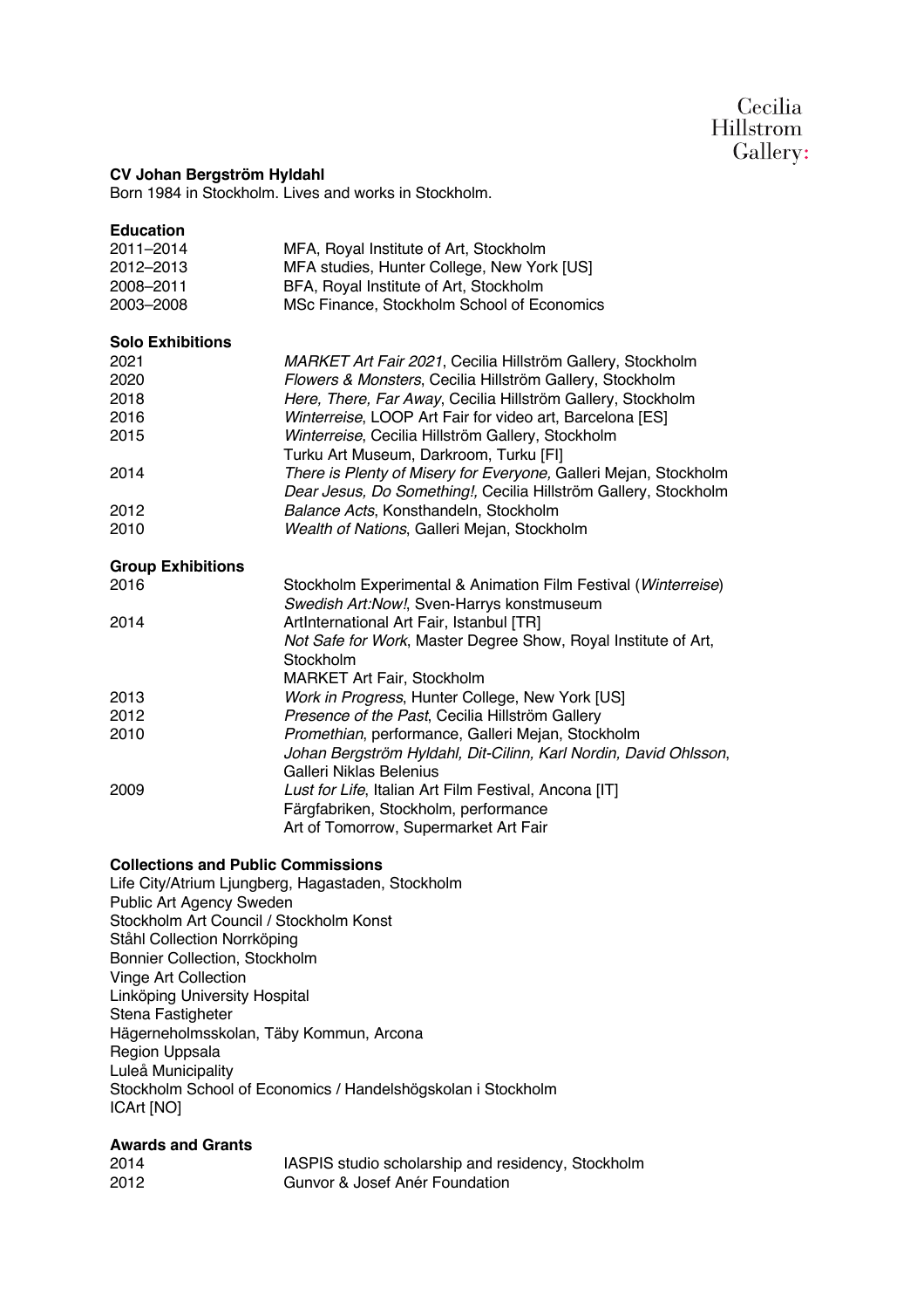Cecilia Hillstrom Gallery:

**CV Johan Bergström Hyldahl**

Born 1984 in Stockholm. Lives and works in Stockholm.

**Education**

| | |
|---|---|
| 2011–2014 | MFA, Royal Institute of Art, Stockholm |
| 2012–2013 | MFA studies, Hunter College, New York [US] |
| 2008–2011 | BFA, Royal Institute of Art, Stockholm |
| 2003–2008 | MSc Finance, Stockholm School of Economics |

**Solo Exhibitions**

| | |
|---|---|
| 2021 | *MARKET Art Fair 2021*, Cecilia Hillström Gallery, Stockholm |
| 2020 | *Flowers & Monsters*, Cecilia Hillström Gallery, Stockholm |
| 2018 | *Here, There, Far Away*, Cecilia Hillström Gallery, Stockholm |
| 2016 | *Winterreise*, LOOP Art Fair for video art, Barcelona [ES] |
| 2015 | *Winterreise*, Cecilia Hillström Gallery, Stockholm |
| | Turku Art Museum, Darkroom, Turku [FI] |
| 2014 | *There is Plenty of Misery for Everyone,* Galleri Mejan, Stockholm |
| | *Dear Jesus, Do Something!,* Cecilia Hillström Gallery, Stockholm |
| 2012 | *Balance Acts*, Konsthandeln, Stockholm |
| 2010 | *Wealth of Nations*, Galleri Mejan, Stockholm |

**Group Exhibitions**

| | |
|---|---|
| 2016 | Stockholm Experimental & Animation Film Festival (*Winterreise*) |
| | *Swedish Art:Now!*, Sven-Harrys konstmuseum |
| 2014 | ArtInternational Art Fair, Istanbul [TR] |
| | *Not Safe for Work*, Master Degree Show, Royal Institute of Art, Stockholm |
| | MARKET Art Fair, Stockholm |
| 2013 | *Work in Progress*, Hunter College, New York [US] |
| 2012 | *Presence of the Past*, Cecilia Hillström Gallery |
| 2010 | *Promethian*, performance, Galleri Mejan, Stockholm |
| | *Johan Bergström Hyldahl, Dit-Cilinn, Karl Nordin, David Ohlsson*, Galleri Niklas Belenius |
| 2009 | *Lust for Life*, Italian Art Film Festival, Ancona [IT] |
| | Färgfabriken, Stockholm, performance |
| | Art of Tomorrow, Supermarket Art Fair |

**Collections and Public Commissions**

Life City/Atrium Ljungberg, Hagastaden, Stockholm
Public Art Agency Sweden
Stockholm Art Council / Stockholm Konst
Ståhl Collection Norrköping
Bonnier Collection, Stockholm
Vinge Art Collection
Linköping University Hospital
Stena Fastigheter
Hägerneholmsskolan, Täby Kommun, Arcona
Region Uppsala
Luleå Municipality
Stockholm School of Economics / Handelshögskolan i Stockholm
ICArt [NO]

**Awards and Grants**

| | |
|---|---|
| 2014 | IASPIS studio scholarship and residency, Stockholm |
| 2012 | Gunvor & Josef Anér Foundation |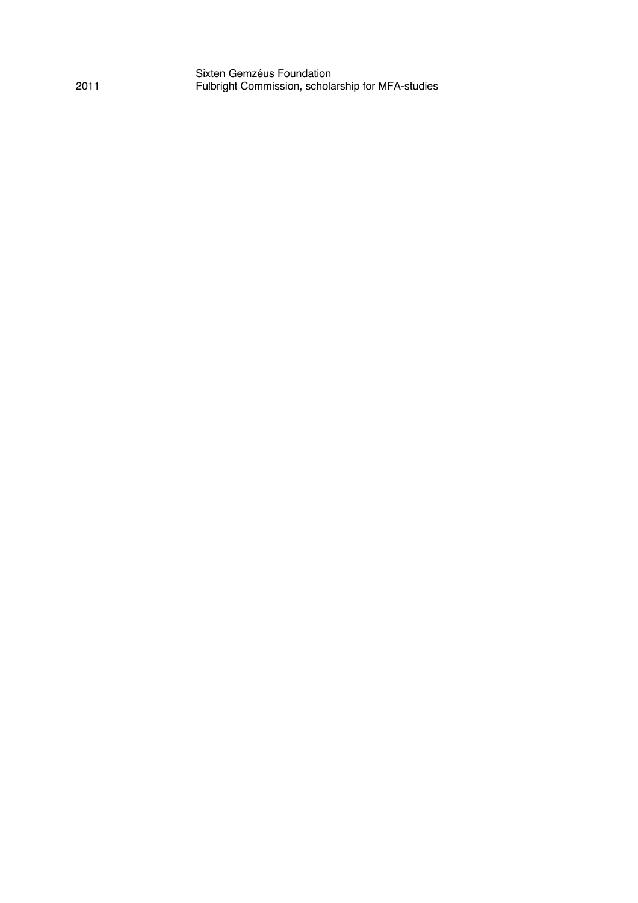| | |
|---|---|
| | Sixten Gemzéus Foundation |
| 2011 | Fulbright Commission, scholarship for MFA-studies |